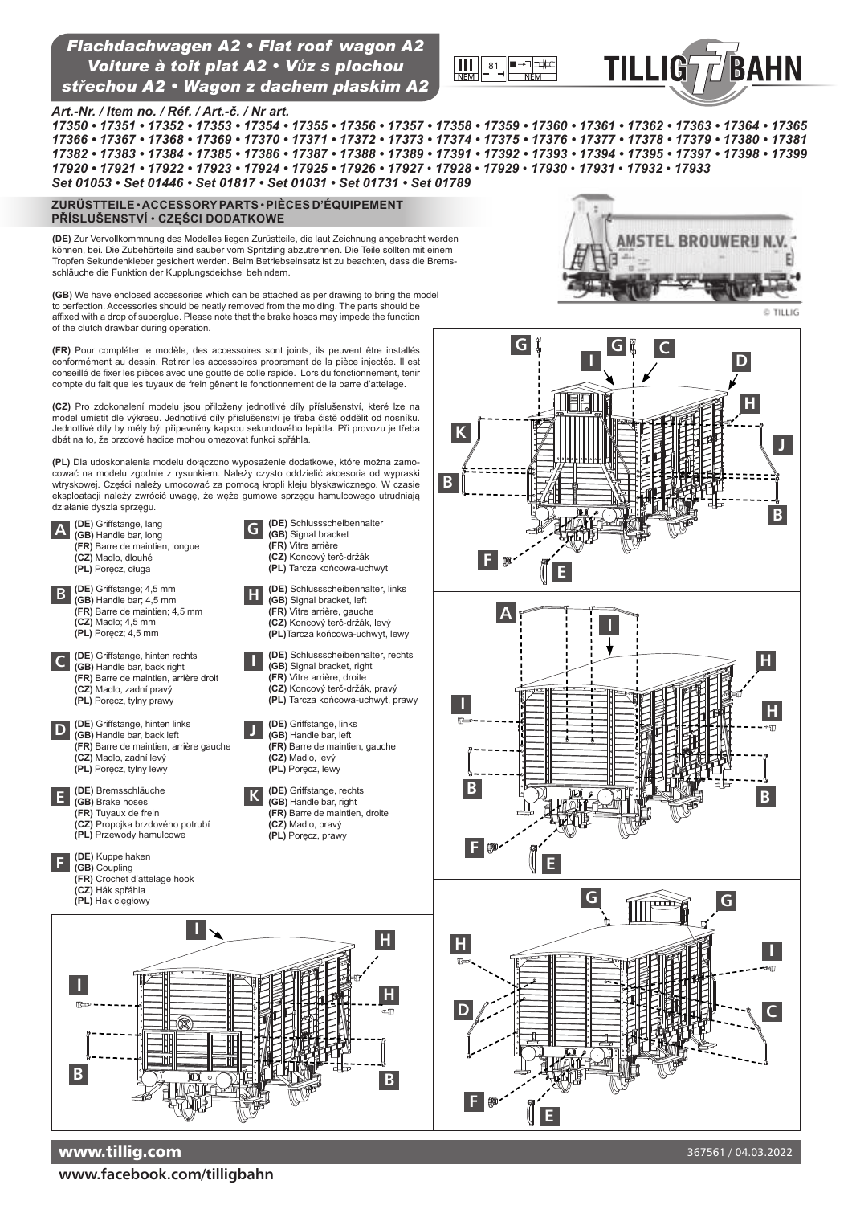# Flachdachwagen A2 • Flat roof wagon A2 • Voiture à toit plat A2 • Vůz s plochou střechou A2 • Wagon z dachem płaskim A2

TILLIG BAHN

*Art.-Nr. / Item no. / Réf. / Art.-č. / Nr art.*

*17350 • 17351 • 17352 • 17353 • 17354 • 17355 • 17356 • 17357 • 17358 • 17359 • 17360 • 17361 • 17362 • 17363 • 17364 • 17365 • 17366 • 17367 • 17368 • 17369 • 17370 • 17371 • 17372 • 17373 • 17374 • 17375 • 17376 • 17377 • 17378 • 17379 • 17380 • 17381 • 17382 • 17383 • 17384 • 17385 • 17386 • 17387 • 17388 • 17389 • 17391 • 17392 • 17393 • 17394 • 17395 • 17397 • 17398 • 17399 • 17920 • 17921 • 17922 • 17923 • 17924 • 17925 • 17926 • 17927 • 17928 • 17929 • 17930 • 17931 • 17932 • 17933*

*Set 01053 • Set 01446 • Set 01817 • Set 01031 • Set 01731 • Set 01789*

## ZURÜSTTEILE • ACCESSORY PARTS • PIÈCES D'ÉQUIPEMENT PŘÍSLUŠENSTVÍ • CZĘŚCI DODATKOWE

**(DE)** Zur Vervollkommnung des Modelles liegen Zurüstteile, die laut Zeichnung angebracht werden können, bei. Die Zubehörteile sind sauber vom Spritzling abzutrennen. Die Teile sollten mit einem Tropfen Sekundenkleber gesichert werden. Beim Betriebseinsatz ist zu beachten, dass die Bremsschläuche die Funktion der Kupplungsdeichsel behindern.

**(GB)** We have enclosed accessories which can be attached as per drawing to bring the model to perfection. Accessories should be neatly removed from the molding. The parts should be affixed with a drop of superglue. Please note that the brake hoses may impede the function of the clutch drawbar during operation.

**(FR)** Pour compléter le modèle, des accessoires sont joints, ils peuvent être installés conformément au dessin. Retirer les accessoires proprement de la pièce injectée. Il est conseillé de fixer les pièces avec une goutte de colle rapide. Lors du fonctionnement, tenir compte du fait que les tuyaux de frein gênent le fonctionnement de la barre d'attelage.

**(CZ)** Pro zdokonalení modelu jsou přiloženy jednotlivé díly příslušenství, které lze na model umístit dle výkresu. Jednotlivé díly příslušenství je třeba čistě oddělit od nosníku. Jednotlivé díly by měly být připevněny kapkou sekundového lepidla. Při provozu je třeba dbát na to, že brzdové hadice mohou omezovat funkci spřáhla.

**(PL)** Dla udoskonalenia modelu dołączono wyposażenie dodatkowe, które można zamocować na modelu zgodnie z rysunkiem. Należy czysto oddzielić akcesoria od wypraski wtryskowej. Części należy umocować za pomocą kropli kleju błyskawicznego. W czasie eksploatacji należy zwrócić uwagę, że węże gumowe sprzęgu hamulcowego utrudniają działanie dyszla sprzęgu.

**A**
**(DE)** Griffstange, lang
**(GB)** Handle bar, long
**(FR)** Barre de maintien, longue
**(CZ)** Madlo, dlouhé
**(PL)** Poręcz, długa

**B**
**(DE)** Griffstange; 4,5 mm
**(GB)** Handle bar; 4,5 mm
**(FR)** Barre de maintien; 4,5 mm
**(CZ)** Madlo; 4,5 mm
**(PL)** Poręcz; 4,5 mm

**C**
**(DE)** Griffstange, hinten rechts
**(GB)** Handle bar, back right
**(FR)** Barre de maintien, arrière droit
**(CZ)** Madlo, zadní pravý
**(PL)** Poręcz, tylny prawy

**D**
**(DE)** Griffstange, hinten links
**(GB)** Handle bar, back left
**(FR)** Barre de maintien, arrière gauche
**(CZ)** Madlo, zadní levý
**(PL)** Poręcz, tylny lewy

**E**
**(DE)** Bremsschläuche
**(GB)** Brake hoses
**(FR)** Tuyaux de frein
**(CZ)** Propojka brzdového potrubí
**(PL)** Przewody hamulcowe

**F**
**(DE)** Kuppelhaken
**(GB)** Coupling
**(FR)** Crochet d'attelage hook
**(CZ)** Hák spřáhla
**(PL)** Hak cięgłowy

**G**
**(DE)** Schlussscheibenhalter
**(GB)** Signal bracket
**(FR)** Vitre arrière
**(CZ)** Koncový terč-držák
**(PL)** Tarcza końcowa-uchwyt

**H**
**(DE)** Schlussscheibenhalter, links
**(GB)** Signal bracket, left
**(FR)** Vitre arrière, gauche
**(CZ)** Koncový terč-držák, levý
**(PL)** Tarcza końcowa-uchwyt, lewy

**I**
**(DE)** Schlussscheibenhalter, rechts
**(GB)** Signal bracket, right
**(FR)** Vitre arrière, droite
**(CZ)** Koncový terč-držák, pravý
**(PL)** Tarcza końcowa-uchwyt, prawy

**J**
**(DE)** Griffstange, links
**(GB)** Handle bar, left
**(FR)** Barre de maintien, gauche
**(CZ)** Madlo, levý
**(PL)** Poręcz, lewy

**K**
**(DE)** Griffstange, rechts
**(GB)** Handle bar, right
**(FR)** Barre de maintien, droite
**(CZ)** Madlo, pravý
**(PL)** Poręcz, prawy

www.tillig.com

www.facebook.com/tilligbahn

367561 / 04.03.2022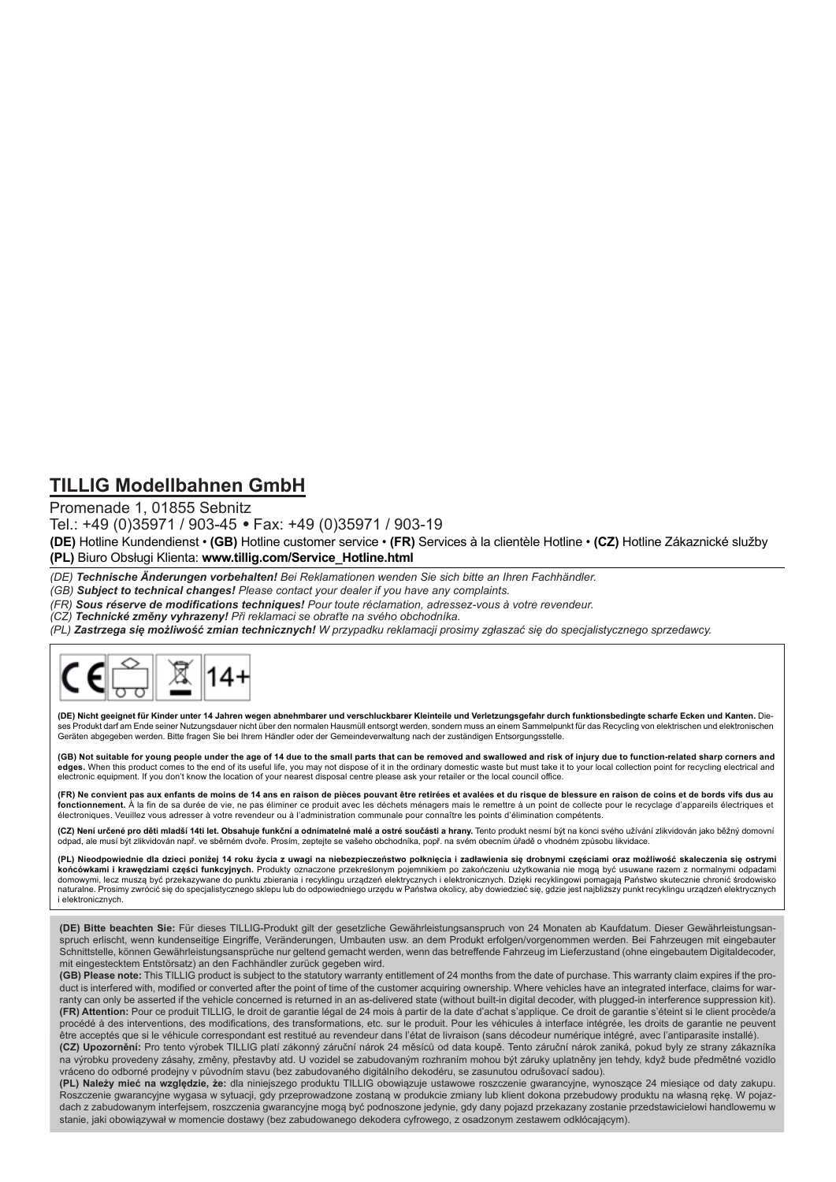**TILLIG Modellbahnen GmbH**

Promenade 1, 01855 Sebnitz

Tel.: +49 (0)35971 / 903-45 • Fax: +49 (0)35971 / 903-19

**(DE)** Hotline Kundendienst • **(GB)** Hotline customer service • **(FR)** Services à la clientèle Hotline • **(CZ)** Hotline Zákaznické služby

**(PL)** Biuro Obsługi Klienta: **www.tillig.com/Service_Hotline.html**

*(DE) **Technische Änderungen vorbehalten!** Bei Reklamationen wenden Sie sich bitte an Ihren Fachhändler.*

*(GB) **Subject to technical changes!** Please contact your dealer if you have any complaints.*

*(FR) **Sous réserve de modifications techniques!** Pour toute réclamation, adressez-vous à votre revendeur.*

*(CZ) **Technické změny vyhrazeny!** Při reklamaci se obraťte na svého obchodníka.*

*(PL) **Zastrzega się możliwość zmian technicznych!** W przypadku reklamacji prosimy zgłaszać się do specjalistycznego sprzedawcy.*

CE 14+

**(DE) Nicht geeignet für Kinder unter 14 Jahren wegen abnehmbarer und verschluckbarer Kleinteile und Verletzungsgefahr durch funktionsbedingte scharfe Ecken und Kanten.** Dieses Produkt darf am Ende seiner Nutzungsdauer nicht über den normalen Hausmüll entsorgt werden, sondern muss an einem Sammelpunkt für das Recycling von elektrischen und elektronischen Geräten abgegeben werden. Bitte fragen Sie bei Ihrem Händler oder der Gemeindeverwaltung nach der zuständigen Entsorgungsstelle.

**(GB) Not suitable for young people under the age of 14 due to the small parts that can be removed and swallowed and risk of injury due to function-related sharp corners and edges.** When this product comes to the end of its useful life, you may not dispose of it in the ordinary domestic waste but must take it to your local collection point for recycling electrical and electronic equipment. If you don't know the location of your nearest disposal centre please ask your retailer or the local council office.

**(FR) Ne convient pas aux enfants de moins de 14 ans en raison de pièces pouvant être retirées et avalées et du risque de blessure en raison de coins et de bords vifs dus au fonctionnement.** À la fin de sa durée de vie, ne pas éliminer ce produit avec les déchets ménagers mais le remettre à un point de collecte pour le recyclage d'appareils électriques et électroniques. Veuillez vous adresser à votre revendeur ou à l'administration communale pour connaître les points d'élimination compétents.

**(CZ) Není určené pro děti mladší 14ti let. Obsahuje funkční a odnímatelné malé a ostré součásti a hrany.** Tento produkt nesmí být na konci svého užívání zlikvidován jako běžný domovní odpad, ale musí být zlikvidován např. ve sběrném dvoře. Prosím, zeptejte se vašeho obchodníka, popř. na svém obecním úřadě o vhodném způsobu likvidace.

**(PL) Nieodpowiednie dla dzieci poniżej 14 roku życia z uwagi na niebezpieczeństwo połknięcia i zadławienia się drobnymi częściami oraz możliwość skaleczenia się ostrymi końcówkami i krawędziami części funkcyjnych.** Produkty oznaczone przekreślonym pojemnikiem po zakończeniu użytkowania nie mogą być usuwane razem z normalnymi odpadami domowymi, lecz muszą być przekazywane do punktu zbierania i recyklingu urządzeń elektrycznych i elektronicznych. Dzięki recyklingowi pomagają Państwo skutecznie chronić środowisko naturalne. Prosimy zwrócić się do specjalistycznego sklepu lub do odpowiedniego urzędu w Państwa okolicy, aby dowiedzieć się, gdzie jest najbliższy punkt recyklingu urządzeń elektrycznych i elektronicznych.

**(DE) Bitte beachten Sie:** Für dieses TILLIG-Produkt gilt der gesetzliche Gewährleistungsanspruch von 24 Monaten ab Kaufdatum. Dieser Gewährleistungsanspruch erlischt, wenn kundenseitige Eingriffe, Veränderungen, Umbauten usw. an dem Produkt erfolgen/vorgenommen werden. Bei Fahrzeugen mit eingebauter Schnittstelle, können Gewährleistungsansprüche nur geltend gemacht werden, wenn das betreffende Fahrzeug im Lieferzustand (ohne eingebautem Digitaldecoder, mit eingestecktem Entstörsatz) an den Fachhändler zurück gegeben wird.

**(GB) Please note:** This TILLIG product is subject to the statutory warranty entitlement of 24 months from the date of purchase. This warranty claim expires if the product is interfered with, modified or converted after the point of time of the customer acquiring ownership. Where vehicles have an integrated interface, claims for warranty can only be asserted if the vehicle concerned is returned in an as-delivered state (without built-in digital decoder, with plugged-in interference suppression kit).

**(FR) Attention:** Pour ce produit TILLIG, le droit de garantie légal de 24 mois à partir de la date d'achat s'applique. Ce droit de garantie s'éteint si le client procède/a procédé à des interventions, des modifications, des transformations, etc. sur le produit. Pour les véhicules à interface intégrée, les droits de garantie ne peuvent être acceptés que si le véhicule correspondant est restitué au revendeur dans l'état de livraison (sans décodeur numérique intégré, avec l'antiparasite installé).

**(CZ) Upozornění:** Pro tento výrobek TILLIG platí zákonný záruční nárok 24 měsíců od data koupě. Tento záruční nárok zaniká, pokud byly ze strany zákazníka na výrobku provedeny zásahy, změny, přestavby atd. U vozidel se zabudovaným rozhraním mohou být záruky uplatněny jen tehdy, když bude předmětné vozidlo vráceno do odborné prodejny v původním stavu (bez zabudovaného digitálního dekodéru, se zasunutou odrušovací sadou).

**(PL) Należy mieć na względzie, że:** dla niniejszego produktu TILLIG obowiązuje ustawowe roszczenie gwarancyjne, wynoszące 24 miesiące od daty zakupu. Roszczenie gwarancyjne wygasa w sytuacji, gdy przeprowadzone zostaną w produkcie zmiany lub klient dokona przebudowy produktu na własną rękę. W pojazdach z zabudowanym interfejsem, roszczenia gwarancyjne mogą być podnoszone jedynie, gdy dany pojazd przekazany zostanie przedstawicielowi handlowemu w stanie, jaki obowiązywał w momencie dostawy (bez zabudowanego dekodera cyfrowego, z osadzonym zestawem odkłócającym).